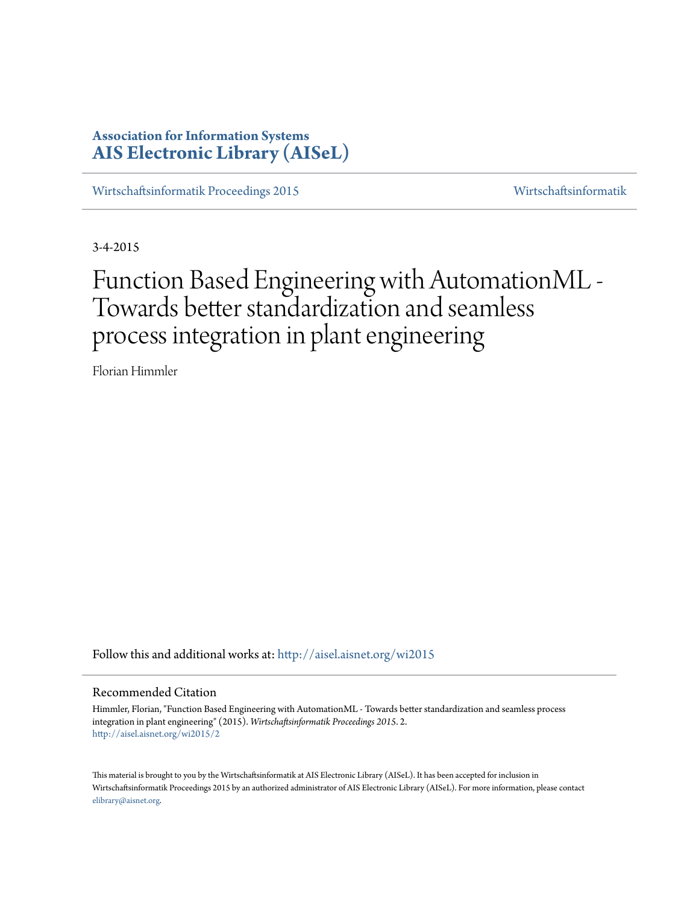**Association for Information Systems**
**AIS Electronic Library (AISeL)**

Wirtschaftsinformatik Proceedings 2015 | Wirtschaftsinformatik

3-4-2015

# Function Based Engineering with AutomationML - Towards better standardization and seamless process integration in plant engineering

Florian Himmler

Follow this and additional works at: http://aisel.aisnet.org/wi2015

## Recommended Citation

Himmler, Florian, "Function Based Engineering with AutomationML - Towards better standardization and seamless process integration in plant engineering" (2015). *Wirtschaftsinformatik Proceedings 2015*. 2.
http://aisel.aisnet.org/wi2015/2

This material is brought to you by the Wirtschaftsinformatik at AIS Electronic Library (AISeL). It has been accepted for inclusion in Wirtschaftsinformatik Proceedings 2015 by an authorized administrator of AIS Electronic Library (AISeL). For more information, please contact elibrary@aisnet.org.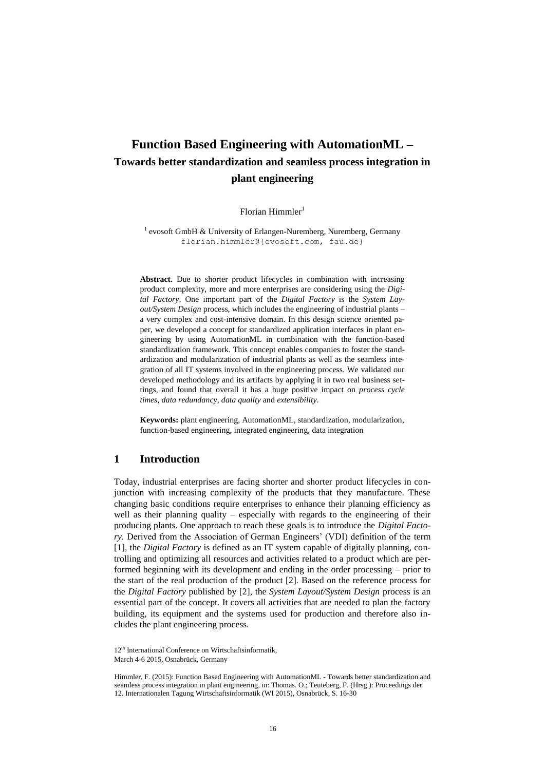# Function Based Engineering with AutomationML – Towards better standardization and seamless process integration in plant engineering

Florian Himmler[1]

[1] evosoft GmbH & University of Erlangen-Nuremberg, Nuremberg, Germany
florian.himmler@{evosoft.com, fau.de}

**Abstract.** Due to shorter product lifecycles in combination with increasing product complexity, more and more enterprises are considering using the *Digital Factory*. One important part of the *Digital Factory* is the *System Layout/System Design* process, which includes the engineering of industrial plants – a very complex and cost-intensive domain. In this design science oriented paper, we developed a concept for standardized application interfaces in plant engineering by using AutomationML in combination with the function-based standardization framework. This concept enables companies to foster the standardization and modularization of industrial plants as well as the seamless integration of all IT systems involved in the engineering process. We validated our developed methodology and its artifacts by applying it in two real business settings, and found that overall it has a huge positive impact on *process cycle times*, *data redundancy*, *data quality* and *extensibility*.

**Keywords:** plant engineering, AutomationML, standardization, modularization, function-based engineering, integrated engineering, data integration

## 1 Introduction

Today, industrial enterprises are facing shorter and shorter product lifecycles in conjunction with increasing complexity of the products that they manufacture. These changing basic conditions require enterprises to enhance their planning efficiency as well as their planning quality – especially with regards to the engineering of their producing plants. One approach to reach these goals is to introduce the *Digital Factory*. Derived from the Association of German Engineers' (VDI) definition of the term [1], the *Digital Factory* is defined as an IT system capable of digitally planning, controlling and optimizing all resources and activities related to a product which are performed beginning with its development and ending in the order processing – prior to the start of the real production of the product [2]. Based on the reference process for the *Digital Factory* published by [2], the *System Layout/System Design* process is an essential part of the concept. It covers all activities that are needed to plan the factory building, its equipment and the systems used for production and therefore also includes the plant engineering process.

12[th] International Conference on Wirtschaftsinformatik,
March 4-6 2015, Osnabrück, Germany

Himmler, F. (2015): Function Based Engineering with AutomationML - Towards better standardization and seamless process integration in plant engineering, in: Thomas. O.; Teuteberg, F. (Hrsg.): Proceedings der 12. Internationalen Tagung Wirtschaftsinformatik (WI 2015), Osnabrück, S. 16-30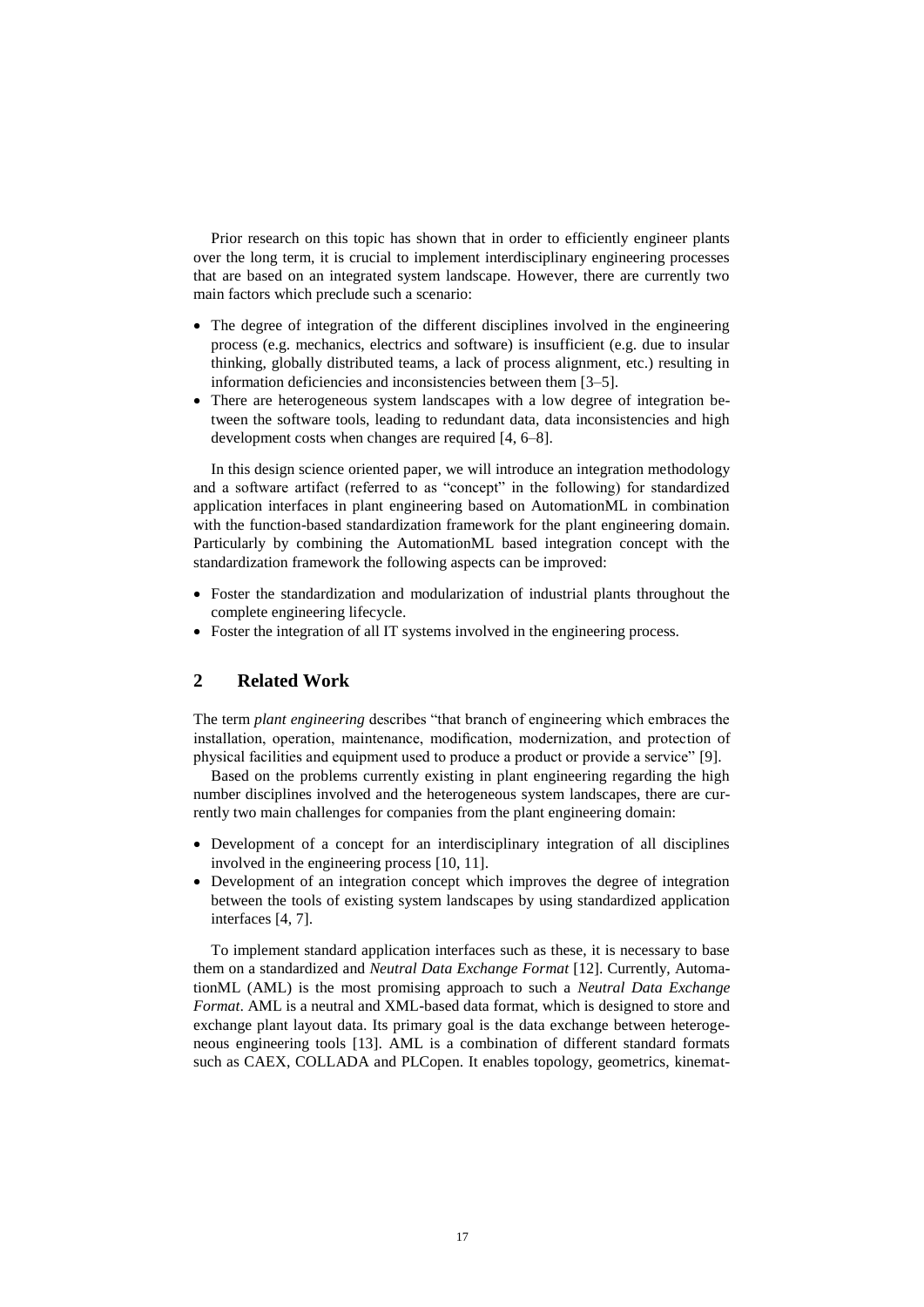Prior research on this topic has shown that in order to efficiently engineer plants over the long term, it is crucial to implement interdisciplinary engineering processes that are based on an integrated system landscape. However, there are currently two main factors which preclude such a scenario:

- The degree of integration of the different disciplines involved in the engineering process (e.g. mechanics, electrics and software) is insufficient (e.g. due to insular thinking, globally distributed teams, a lack of process alignment, etc.) resulting in information deficiencies and inconsistencies between them [3–5].
- There are heterogeneous system landscapes with a low degree of integration between the software tools, leading to redundant data, data inconsistencies and high development costs when changes are required [4, 6–8].

In this design science oriented paper, we will introduce an integration methodology and a software artifact (referred to as "concept" in the following) for standardized application interfaces in plant engineering based on AutomationML in combination with the function-based standardization framework for the plant engineering domain. Particularly by combining the AutomationML based integration concept with the standardization framework the following aspects can be improved:

- Foster the standardization and modularization of industrial plants throughout the complete engineering lifecycle.
- Foster the integration of all IT systems involved in the engineering process.

## 2 Related Work

The term *plant engineering* describes "that branch of engineering which embraces the installation, operation, maintenance, modification, modernization, and protection of physical facilities and equipment used to produce a product or provide a service" [9].

Based on the problems currently existing in plant engineering regarding the high number disciplines involved and the heterogeneous system landscapes, there are currently two main challenges for companies from the plant engineering domain:

- Development of a concept for an interdisciplinary integration of all disciplines involved in the engineering process [10, 11].
- Development of an integration concept which improves the degree of integration between the tools of existing system landscapes by using standardized application interfaces [4, 7].

To implement standard application interfaces such as these, it is necessary to base them on a standardized and *Neutral Data Exchange Format* [12]. Currently, AutomationML (AML) is the most promising approach to such a *Neutral Data Exchange Format*. AML is a neutral and XML-based data format, which is designed to store and exchange plant layout data. Its primary goal is the data exchange between heterogeneous engineering tools [13]. AML is a combination of different standard formats such as CAEX, COLLADA and PLCopen. It enables topology, geometrics, kinemat-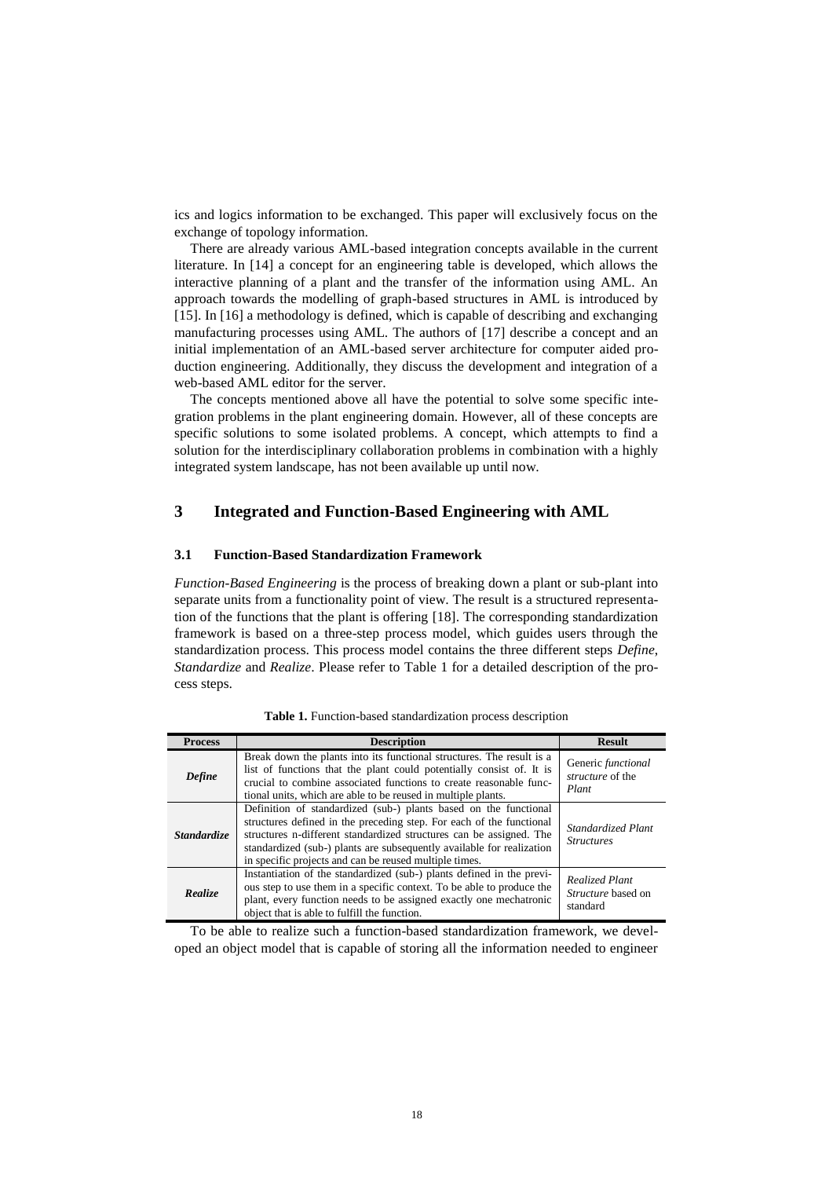ics and logics information to be exchanged. This paper will exclusively focus on the exchange of topology information.

There are already various AML-based integration concepts available in the current literature. In [14] a concept for an engineering table is developed, which allows the interactive planning of a plant and the transfer of the information using AML. An approach towards the modelling of graph-based structures in AML is introduced by [15]. In [16] a methodology is defined, which is capable of describing and exchanging manufacturing processes using AML. The authors of [17] describe a concept and an initial implementation of an AML-based server architecture for computer aided production engineering. Additionally, they discuss the development and integration of a web-based AML editor for the server.

The concepts mentioned above all have the potential to solve some specific integration problems in the plant engineering domain. However, all of these concepts are specific solutions to some isolated problems. A concept, which attempts to find a solution for the interdisciplinary collaboration problems in combination with a highly integrated system landscape, has not been available up until now.

## 3 Integrated and Function-Based Engineering with AML

### 3.1 Function-Based Standardization Framework

*Function-Based Engineering* is the process of breaking down a plant or sub-plant into separate units from a functionality point of view. The result is a structured representation of the functions that the plant is offering [18]. The corresponding standardization framework is based on a three-step process model, which guides users through the standardization process. This process model contains the three different steps *Define*, *Standardize* and *Realize*. Please refer to Table 1 for a detailed description of the process steps.

**Table 1.** Function-based standardization process description

| Process | Description | Result |
|---|---|---|
| ***Define*** | Break down the plants into its functional structures. The result is a list of functions that the plant could potentially consist of. It is crucial to combine associated functions to create reasonable functional units, which are able to be reused in multiple plants. | Generic *functional structure* of the *Plant* |
| ***Standardize*** | Definition of standardized (sub-) plants based on the functional structures defined in the preceding step. For each of the functional structures n-different standardized structures can be assigned. The standardized (sub-) plants are subsequently available for realization in specific projects and can be reused multiple times. | *Standardized Plant Structures* |
| ***Realize*** | Instantiation of the standardized (sub-) plants defined in the previous step to use them in a specific context. To be able to produce the plant, every function needs to be assigned exactly one mechatronic object that is able to fulfill the function. | *Realized Plant Structure* based on standard |

To be able to realize such a function-based standardization framework, we developed an object model that is capable of storing all the information needed to engineer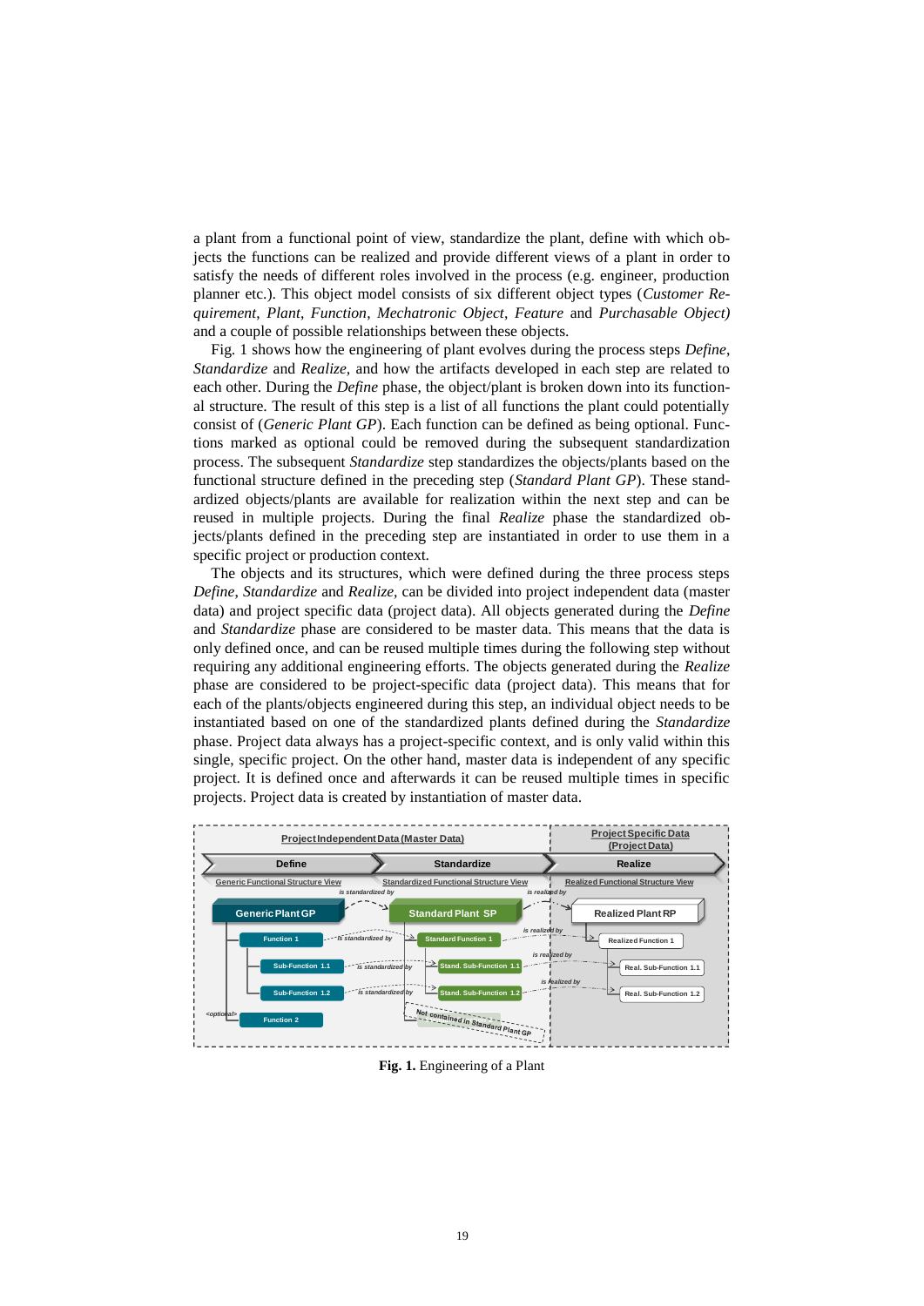a plant from a functional point of view, standardize the plant, define with which objects the functions can be realized and provide different views of a plant in order to satisfy the needs of different roles involved in the process (e.g. engineer, production planner etc.). This object model consists of six different object types (*Customer Requirement*, *Plant*, *Function*, *Mechatronic Object*, *Feature* and *Purchasable Object)* and a couple of possible relationships between these objects.

Fig. 1 shows how the engineering of plant evolves during the process steps *Define*, *Standardize* and *Realize*, and how the artifacts developed in each step are related to each other. During the *Define* phase, the object/plant is broken down into its functional structure. The result of this step is a list of all functions the plant could potentially consist of (*Generic Plant GP*). Each function can be defined as being optional. Functions marked as optional could be removed during the subsequent standardization process. The subsequent *Standardize* step standardizes the objects/plants based on the functional structure defined in the preceding step (*Standard Plant GP*). These standardized objects/plants are available for realization within the next step and can be reused in multiple projects. During the final *Realize* phase the standardized objects/plants defined in the preceding step are instantiated in order to use them in a specific project or production context.

The objects and its structures, which were defined during the three process steps *Define*, *Standardize* and *Realize*, can be divided into project independent data (master data) and project specific data (project data). All objects generated during the *Define* and *Standardize* phase are considered to be master data. This means that the data is only defined once, and can be reused multiple times during the following step without requiring any additional engineering efforts. The objects generated during the *Realize* phase are considered to be project-specific data (project data). This means that for each of the plants/objects engineered during this step, an individual object needs to be instantiated based on one of the standardized plants defined during the *Standardize* phase. Project data always has a project-specific context, and is only valid within this single, specific project. On the other hand, master data is independent of any specific project. It is defined once and afterwards it can be reused multiple times in specific projects. Project data is created by instantiation of master data.

**Fig. 1.** Engineering of a Plant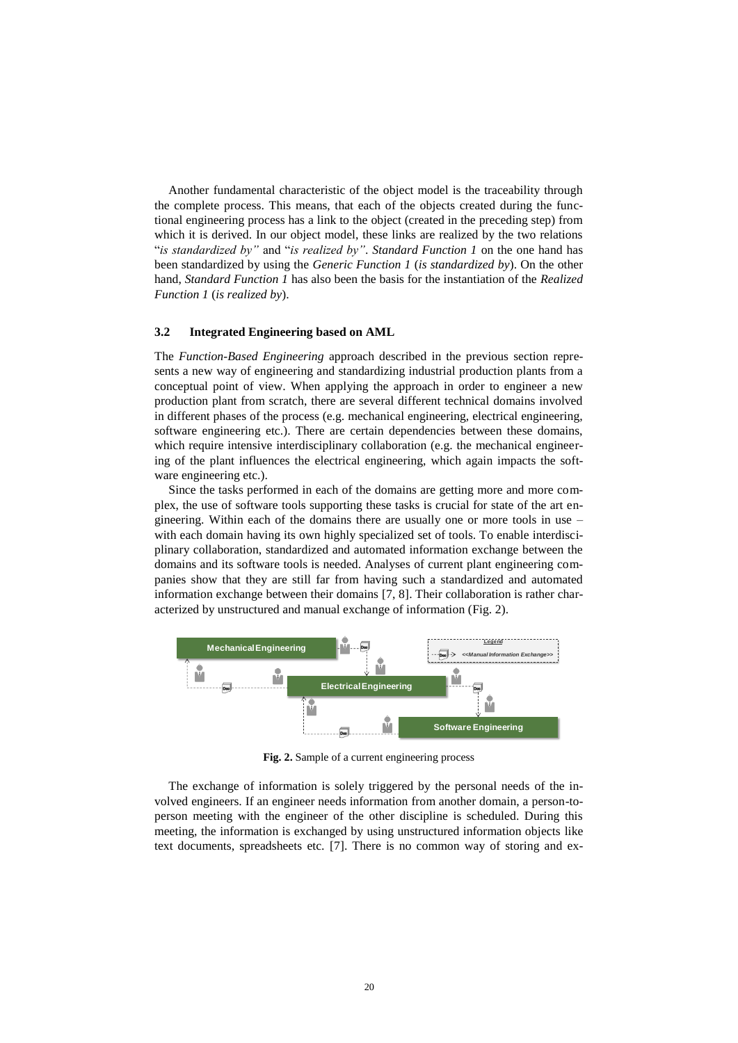Another fundamental characteristic of the object model is the traceability through the complete process. This means, that each of the objects created during the functional engineering process has a link to the object (created in the preceding step) from which it is derived. In our object model, these links are realized by the two relations "*is standardized by"* and "*is realized by"*. *Standard Function 1* on the one hand has been standardized by using the *Generic Function 1* (*is standardized by*). On the other hand, *Standard Function 1* has also been the basis for the instantiation of the *Realized Function 1* (*is realized by*).

### 3.2 Integrated Engineering based on AML

The *Function-Based Engineering* approach described in the previous section represents a new way of engineering and standardizing industrial production plants from a conceptual point of view. When applying the approach in order to engineer a new production plant from scratch, there are several different technical domains involved in different phases of the process (e.g. mechanical engineering, electrical engineering, software engineering etc.). There are certain dependencies between these domains, which require intensive interdisciplinary collaboration (e.g. the mechanical engineering of the plant influences the electrical engineering, which again impacts the software engineering etc.).

Since the tasks performed in each of the domains are getting more and more complex, the use of software tools supporting these tasks is crucial for state of the art engineering. Within each of the domains there are usually one or more tools in use – with each domain having its own highly specialized set of tools. To enable interdisciplinary collaboration, standardized and automated information exchange between the domains and its software tools is needed. Analyses of current plant engineering companies show that they are still far from having such a standardized and automated information exchange between their domains [7, 8]. Their collaboration is rather characterized by unstructured and manual exchange of information (Fig. 2).

Mechanical Engineering

Electrical Engineering

Software Engineering

Legend

Doc

<<Manual Information Exchange>>

**Fig. 2.** Sample of a current engineering process

The exchange of information is solely triggered by the personal needs of the involved engineers. If an engineer needs information from another domain, a person-to-person meeting with the engineer of the other discipline is scheduled. During this meeting, the information is exchanged by using unstructured information objects like text documents, spreadsheets etc. [7]. There is no common way of storing and ex-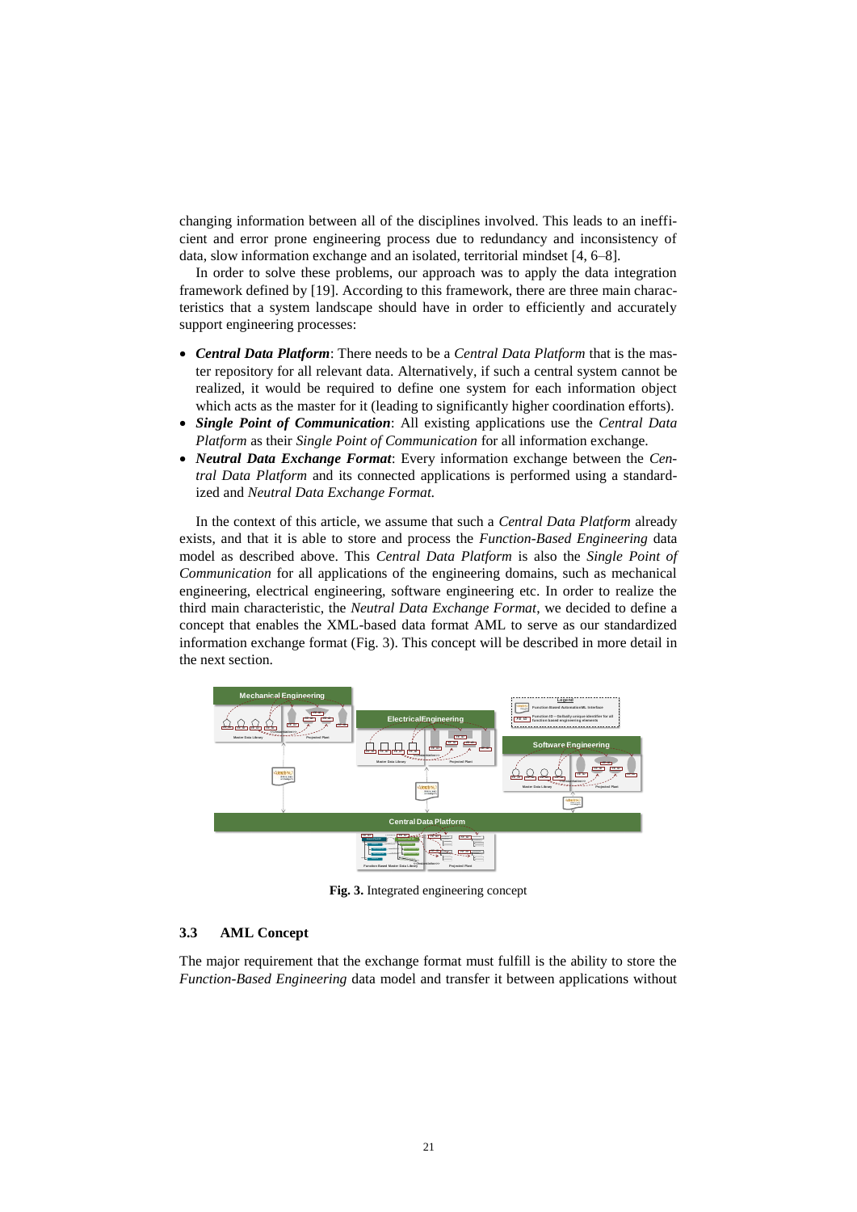changing information between all of the disciplines involved. This leads to an inefficient and error prone engineering process due to redundancy and inconsistency of data, slow information exchange and an isolated, territorial mindset [4, 6–8].

In order to solve these problems, our approach was to apply the data integration framework defined by [19]. According to this framework, there are three main characteristics that a system landscape should have in order to efficiently and accurately support engineering processes:

- ***Central Data Platform***: There needs to be a *Central Data Platform* that is the master repository for all relevant data. Alternatively, if such a central system cannot be realized, it would be required to define one system for each information object which acts as the master for it (leading to significantly higher coordination efforts).
- ***Single Point of Communication***: All existing applications use the *Central Data Platform* as their *Single Point of Communication* for all information exchange.
- ***Neutral Data Exchange Format***: Every information exchange between the *Central Data Platform* and its connected applications is performed using a standardized and *Neutral Data Exchange Format.*

In the context of this article, we assume that such a *Central Data Platform* already exists, and that it is able to store and process the *Function-Based Engineering* data model as described above. This *Central Data Platform* is also the *Single Point of Communication* for all applications of the engineering domains, such as mechanical engineering, electrical engineering, software engineering etc. In order to realize the third main characteristic, the *Neutral Data Exchange Format*, we decided to define a concept that enables the XML-based data format AML to serve as our standardized information exchange format (Fig. 3). This concept will be described in more detail in the next section.

**Fig. 3.** Integrated engineering concept

### 3.3 AML Concept

The major requirement that the exchange format must fulfill is the ability to store the *Function-Based Engineering* data model and transfer it between applications without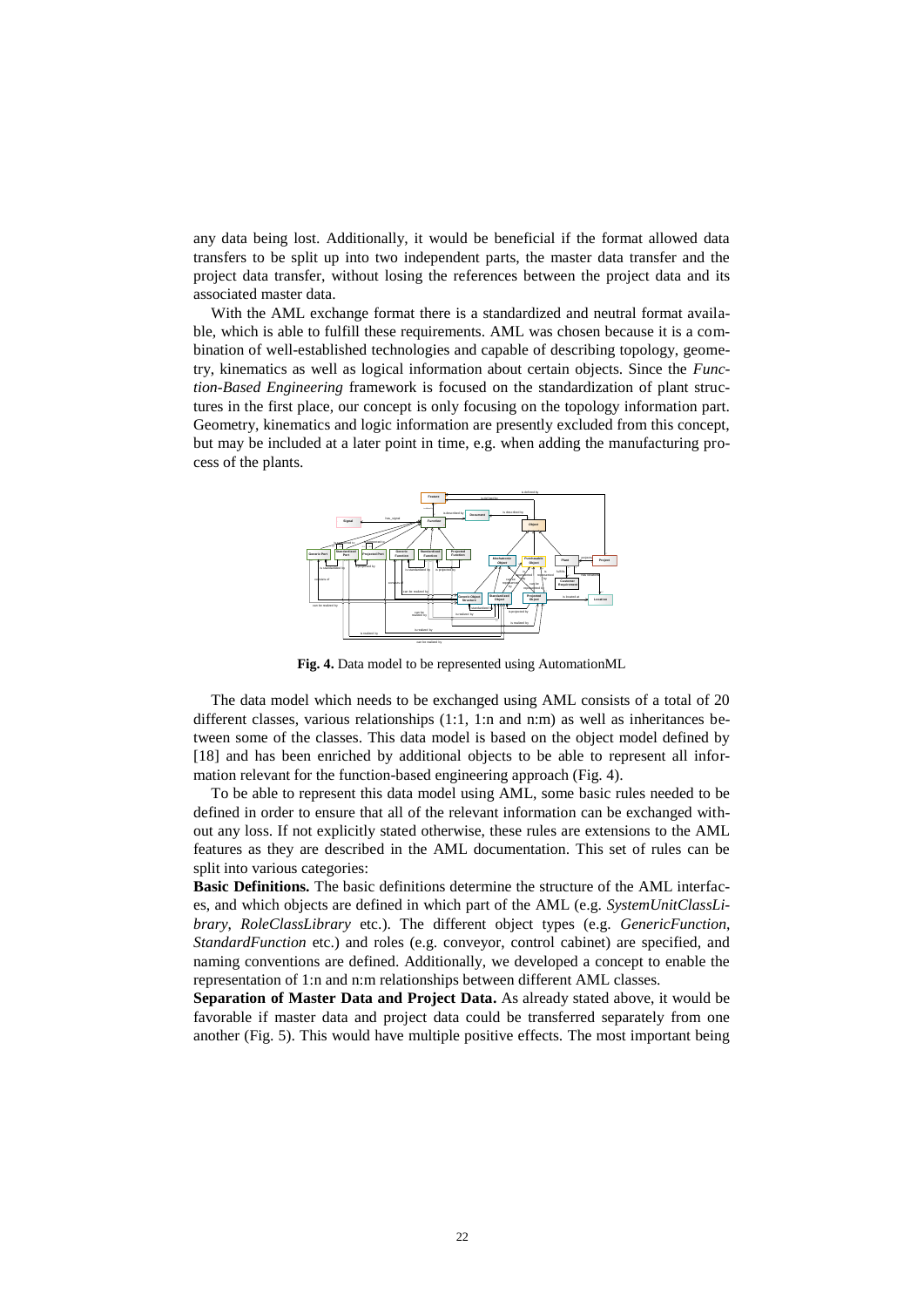any data being lost. Additionally, it would be beneficial if the format allowed data transfers to be split up into two independent parts, the master data transfer and the project data transfer, without losing the references between the project data and its associated master data.

With the AML exchange format there is a standardized and neutral format available, which is able to fulfill these requirements. AML was chosen because it is a combination of well-established technologies and capable of describing topology, geometry, kinematics as well as logical information about certain objects. Since the *Function-Based Engineering* framework is focused on the standardization of plant structures in the first place, our concept is only focusing on the topology information part. Geometry, kinematics and logic information are presently excluded from this concept, but may be included at a later point in time, e.g. when adding the manufacturing process of the plants.

**Fig. 4.** Data model to be represented using AutomationML

The data model which needs to be exchanged using AML consists of a total of 20 different classes, various relationships (1:1, 1:n and n:m) as well as inheritances between some of the classes. This data model is based on the object model defined by [18] and has been enriched by additional objects to be able to represent all information relevant for the function-based engineering approach (Fig. 4).

To be able to represent this data model using AML, some basic rules needed to be defined in order to ensure that all of the relevant information can be exchanged without any loss. If not explicitly stated otherwise, these rules are extensions to the AML features as they are described in the AML documentation. This set of rules can be split into various categories:

**Basic Definitions.** The basic definitions determine the structure of the AML interfaces, and which objects are defined in which part of the AML (e.g. *SystemUnitClassLibrary*, *RoleClassLibrary* etc.). The different object types (e.g. *GenericFunction*, *StandardFunction* etc.) and roles (e.g. conveyor, control cabinet) are specified, and naming conventions are defined. Additionally, we developed a concept to enable the representation of 1:n and n:m relationships between different AML classes.

**Separation of Master Data and Project Data.** As already stated above, it would be favorable if master data and project data could be transferred separately from one another (Fig. 5). This would have multiple positive effects. The most important being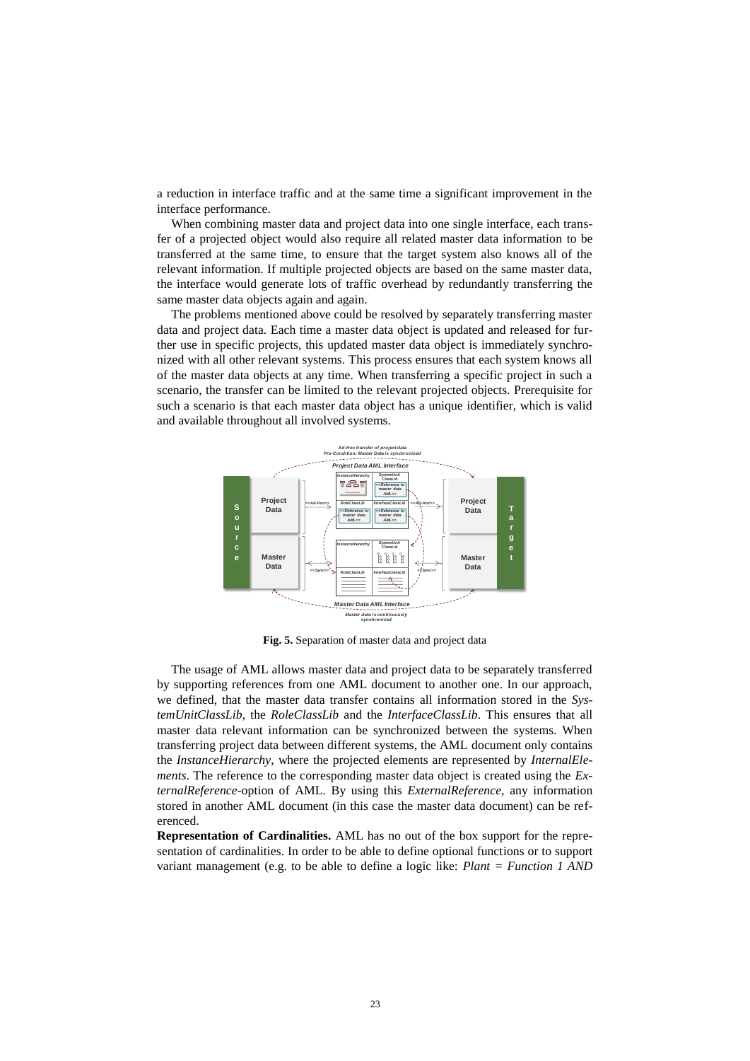a reduction in interface traffic and at the same time a significant improvement in the interface performance.

When combining master data and project data into one single interface, each transfer of a projected object would also require all related master data information to be transferred at the same time, to ensure that the target system also knows all of the relevant information. If multiple projected objects are based on the same master data, the interface would generate lots of traffic overhead by redundantly transferring the same master data objects again and again.

The problems mentioned above could be resolved by separately transferring master data and project data. Each time a master data object is updated and released for further use in specific projects, this updated master data object is immediately synchronized with all other relevant systems. This process ensures that each system knows all of the master data objects at any time. When transferring a specific project in such a scenario, the transfer can be limited to the relevant projected objects. Prerequisite for such a scenario is that each master data object has a unique identifier, which is valid and available throughout all involved systems.

Ad-Hoc transfer of project data
Pre-Condition: Master Data is synchronized
Project Data AML Interface
Source
Project Data
Master Data
<<Ad-Hoc>>
<<Sync>>
InstanceHierarchy
SystemUnit ClassLib
<<Reference to master data AML>>
RoleClassLib
InterfaceClassLib
<<Reference to master data AML>>
<<Reference to master data AML>>
InstanceHierarchy
SystemUnit ClassLib
RoleClassLib
InterfaceClassLib
<<Ad-Hoc>>
<<Sync>>
Project Data
Master Data
Target
Master Data AML Interface
Master data is continuously synchronized

**Fig. 5.** Separation of master data and project data

The usage of AML allows master data and project data to be separately transferred by supporting references from one AML document to another one. In our approach, we defined, that the master data transfer contains all information stored in the *SystemUnitClassLib*, the *RoleClassLib* and the *InterfaceClassLib*. This ensures that all master data relevant information can be synchronized between the systems. When transferring project data between different systems, the AML document only contains the *InstanceHierarchy*, where the projected elements are represented by *InternalElements*. The reference to the corresponding master data object is created using the *ExternalReference*-option of AML. By using this *ExternalReference*, any information stored in another AML document (in this case the master data document) can be referenced.

**Representation of Cardinalities.** AML has no out of the box support for the representation of cardinalities. In order to be able to define optional functions or to support variant management (e.g. to be able to define a logic like: *Plant = Function 1 AND*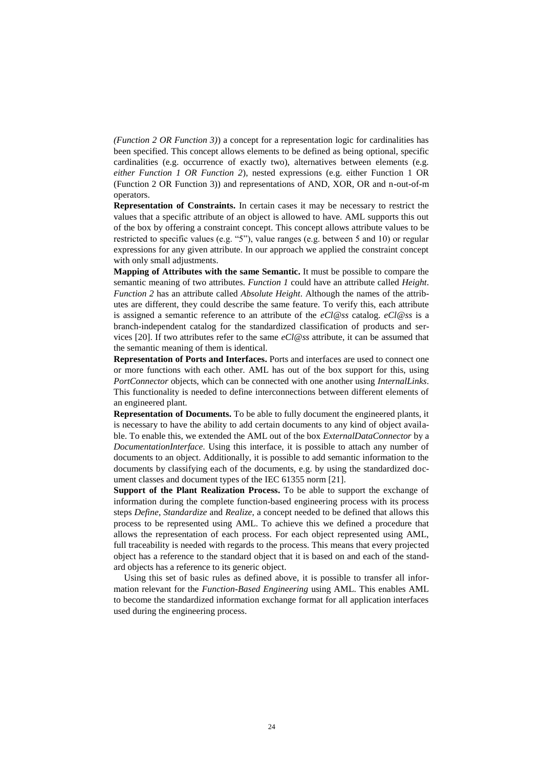*(Function 2 OR Function 3)*) a concept for a representation logic for cardinalities has been specified. This concept allows elements to be defined as being optional, specific cardinalities (e.g. occurrence of exactly two), alternatives between elements (e.g. *either Function 1 OR Function 2*), nested expressions (e.g. either Function 1 OR (Function 2 OR Function 3)) and representations of AND, XOR, OR and n-out-of-m operators.

**Representation of Constraints.** In certain cases it may be necessary to restrict the values that a specific attribute of an object is allowed to have. AML supports this out of the box by offering a constraint concept. This concept allows attribute values to be restricted to specific values (e.g. "5"), value ranges (e.g. between 5 and 10) or regular expressions for any given attribute. In our approach we applied the constraint concept with only small adjustments.

**Mapping of Attributes with the same Semantic.** It must be possible to compare the semantic meaning of two attributes. *Function 1* could have an attribute called *Height*. *Function 2* has an attribute called *Absolute Height*. Although the names of the attributes are different, they could describe the same feature. To verify this, each attribute is assigned a semantic reference to an attribute of the *eCl@ss* catalog. *eCl@ss* is a branch-independent catalog for the standardized classification of products and services [20]. If two attributes refer to the same *eCl@ss* attribute, it can be assumed that the semantic meaning of them is identical.

**Representation of Ports and Interfaces.** Ports and interfaces are used to connect one or more functions with each other. AML has out of the box support for this, using *PortConnector* objects, which can be connected with one another using *InternalLinks*. This functionality is needed to define interconnections between different elements of an engineered plant.

**Representation of Documents.** To be able to fully document the engineered plants, it is necessary to have the ability to add certain documents to any kind of object available. To enable this, we extended the AML out of the box *ExternalDataConnector* by a *DocumentationInterface*. Using this interface, it is possible to attach any number of documents to an object. Additionally, it is possible to add semantic information to the documents by classifying each of the documents, e.g. by using the standardized document classes and document types of the IEC 61355 norm [21].

**Support of the Plant Realization Process.** To be able to support the exchange of information during the complete function-based engineering process with its process steps *Define*, *Standardize* and *Realize*, a concept needed to be defined that allows this process to be represented using AML. To achieve this we defined a procedure that allows the representation of each process. For each object represented using AML, full traceability is needed with regards to the process. This means that every projected object has a reference to the standard object that it is based on and each of the standard objects has a reference to its generic object.

Using this set of basic rules as defined above, it is possible to transfer all information relevant for the *Function-Based Engineering* using AML. This enables AML to become the standardized information exchange format for all application interfaces used during the engineering process.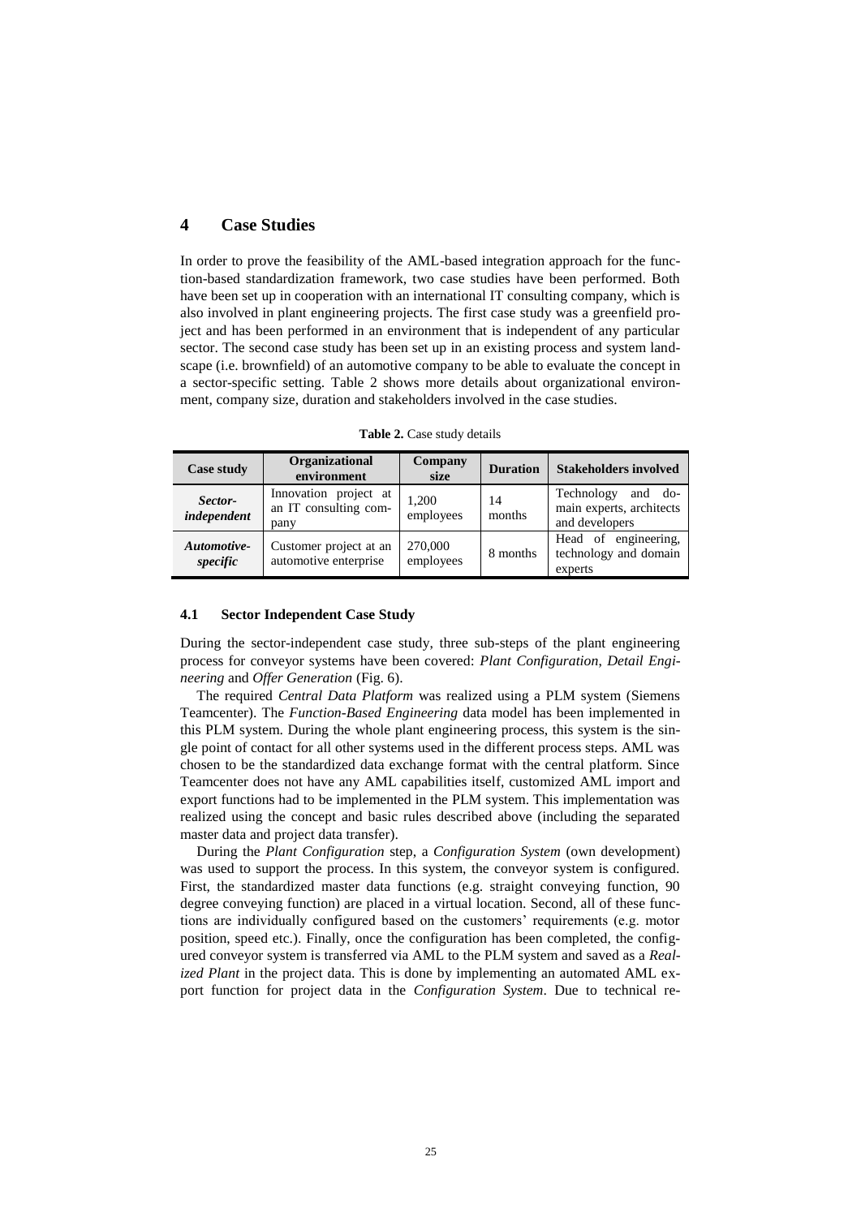# 4 Case Studies

In order to prove the feasibility of the AML-based integration approach for the function-based standardization framework, two case studies have been performed. Both have been set up in cooperation with an international IT consulting company, which is also involved in plant engineering projects. The first case study was a greenfield project and has been performed in an environment that is independent of any particular sector. The second case study has been set up in an existing process and system landscape (i.e. brownfield) of an automotive company to be able to evaluate the concept in a sector-specific setting. Table 2 shows more details about organizational environment, company size, duration and stakeholders involved in the case studies.

**Table 2.** Case study details

| Case study | Organizational environment | Company size | Duration | Stakeholders involved |
|---|---|---|---|---|
| ***Sector-independent*** | Innovation project at an IT consulting company | 1,200 employees | 14 months | Technology and domain experts, architects and developers |
| ***Automotive-specific*** | Customer project at an automotive enterprise | 270,000 employees | 8 months | Head of engineering, technology and domain experts |

## 4.1 Sector Independent Case Study

During the sector-independent case study, three sub-steps of the plant engineering process for conveyor systems have been covered: *Plant Configuration*, *Detail Engineering* and *Offer Generation* (Fig. 6).

The required *Central Data Platform* was realized using a PLM system (Siemens Teamcenter). The *Function-Based Engineering* data model has been implemented in this PLM system. During the whole plant engineering process, this system is the single point of contact for all other systems used in the different process steps. AML was chosen to be the standardized data exchange format with the central platform. Since Teamcenter does not have any AML capabilities itself, customized AML import and export functions had to be implemented in the PLM system. This implementation was realized using the concept and basic rules described above (including the separated master data and project data transfer).

During the *Plant Configuration* step, a *Configuration System* (own development) was used to support the process. In this system, the conveyor system is configured. First, the standardized master data functions (e.g. straight conveying function, 90 degree conveying function) are placed in a virtual location. Second, all of these functions are individually configured based on the customers' requirements (e.g. motor position, speed etc.). Finally, once the configuration has been completed, the configured conveyor system is transferred via AML to the PLM system and saved as a *Realized Plant* in the project data. This is done by implementing an automated AML export function for project data in the *Configuration System*. Due to technical re-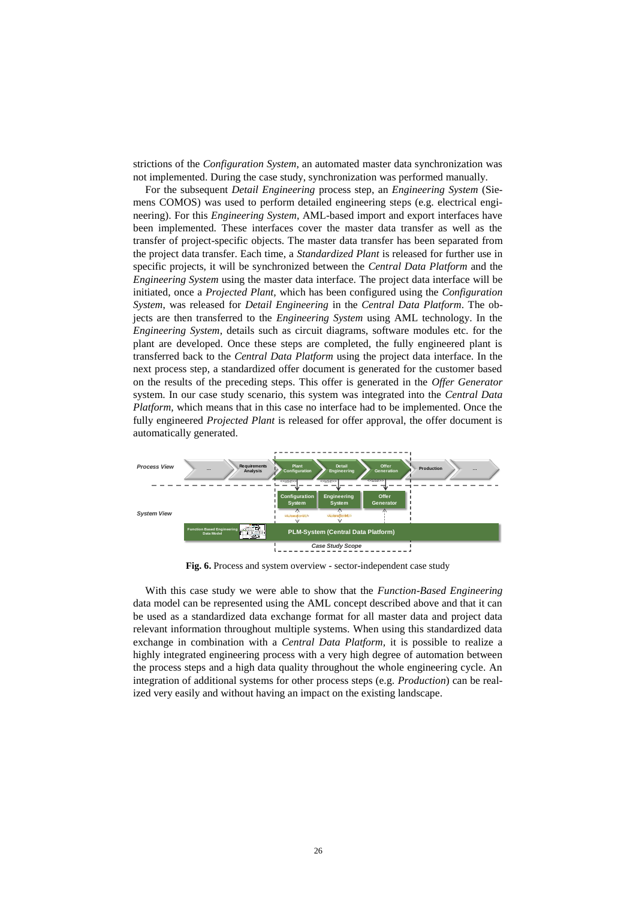strictions of the *Configuration System*, an automated master data synchronization was not implemented. During the case study, synchronization was performed manually.

For the subsequent *Detail Engineering* process step, an *Engineering System* (Siemens COMOS) was used to perform detailed engineering steps (e.g. electrical engineering). For this *Engineering System*, AML-based import and export interfaces have been implemented. These interfaces cover the master data transfer as well as the transfer of project-specific objects. The master data transfer has been separated from the project data transfer. Each time, a *Standardized Plant* is released for further use in specific projects, it will be synchronized between the *Central Data Platform* and the *Engineering System* using the master data interface. The project data interface will be initiated, once a *Projected Plant*, which has been configured using the *Configuration System*, was released for *Detail Engineering* in the *Central Data Platform*. The objects are then transferred to the *Engineering System* using AML technology. In the *Engineering System*, details such as circuit diagrams, software modules etc. for the plant are developed. Once these steps are completed, the fully engineered plant is transferred back to the *Central Data Platform* using the project data interface. In the next process step, a standardized offer document is generated for the customer based on the results of the preceding steps. This offer is generated in the *Offer Generator* system. In our case study scenario, this system was integrated into the *Central Data Platform*, which means that in this case no interface had to be implemented. Once the fully engineered *Projected Plant* is released for offer approval, the offer document is automatically generated.

Process View
...
Requirements Analysis
Plant Configuration
Detail Engineering
Offer Generation
Production
...
<<use>>
<<use>>
<<use>>
System View
Configuration System
Engineering System
Offer Generator
<<AutomationML>>
<<AutomationML>>
Function Based Engineering Data Model
PLM-System (Central Data Platform)
Case Study Scope

**Fig. 6.** Process and system overview - sector-independent case study

With this case study we were able to show that the *Function-Based Engineering* data model can be represented using the AML concept described above and that it can be used as a standardized data exchange format for all master data and project data relevant information throughout multiple systems. When using this standardized data exchange in combination with a *Central Data Platform*, it is possible to realize a highly integrated engineering process with a very high degree of automation between the process steps and a high data quality throughout the whole engineering cycle. An integration of additional systems for other process steps (e.g. *Production*) can be realized very easily and without having an impact on the existing landscape.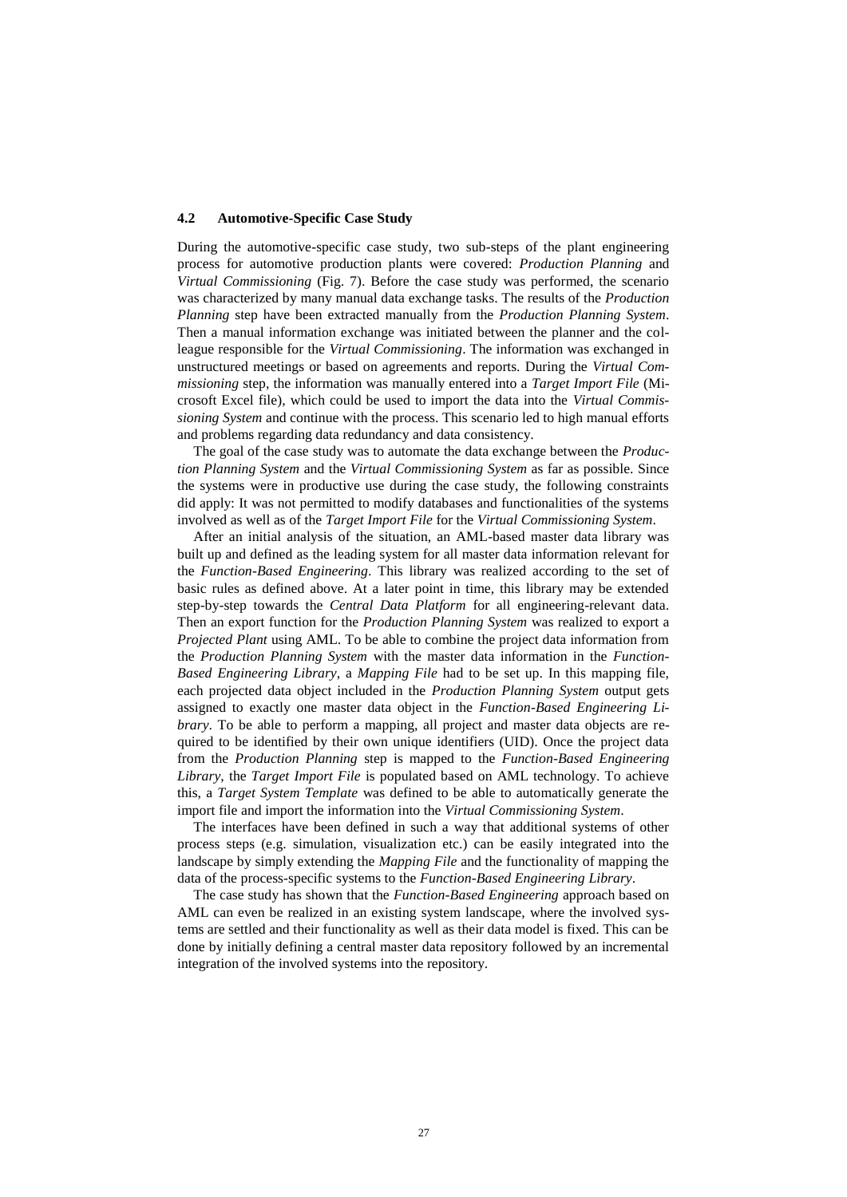### 4.2 Automotive-Specific Case Study

During the automotive-specific case study, two sub-steps of the plant engineering process for automotive production plants were covered: *Production Planning* and *Virtual Commissioning* (Fig. 7). Before the case study was performed, the scenario was characterized by many manual data exchange tasks. The results of the *Production Planning* step have been extracted manually from the *Production Planning System*. Then a manual information exchange was initiated between the planner and the colleague responsible for the *Virtual Commissioning*. The information was exchanged in unstructured meetings or based on agreements and reports. During the *Virtual Commissioning* step, the information was manually entered into a *Target Import File* (Microsoft Excel file), which could be used to import the data into the *Virtual Commissioning System* and continue with the process. This scenario led to high manual efforts and problems regarding data redundancy and data consistency.

The goal of the case study was to automate the data exchange between the *Production Planning System* and the *Virtual Commissioning System* as far as possible. Since the systems were in productive use during the case study, the following constraints did apply: It was not permitted to modify databases and functionalities of the systems involved as well as of the *Target Import File* for the *Virtual Commissioning System*.

After an initial analysis of the situation, an AML-based master data library was built up and defined as the leading system for all master data information relevant for the *Function-Based Engineering*. This library was realized according to the set of basic rules as defined above. At a later point in time, this library may be extended step-by-step towards the *Central Data Platform* for all engineering-relevant data. Then an export function for the *Production Planning System* was realized to export a *Projected Plant* using AML. To be able to combine the project data information from the *Production Planning System* with the master data information in the *Function-Based Engineering Library*, a *Mapping File* had to be set up. In this mapping file, each projected data object included in the *Production Planning System* output gets assigned to exactly one master data object in the *Function-Based Engineering Library*. To be able to perform a mapping, all project and master data objects are required to be identified by their own unique identifiers (UID). Once the project data from the *Production Planning* step is mapped to the *Function-Based Engineering Library*, the *Target Import File* is populated based on AML technology. To achieve this, a *Target System Template* was defined to be able to automatically generate the import file and import the information into the *Virtual Commissioning System*.

The interfaces have been defined in such a way that additional systems of other process steps (e.g. simulation, visualization etc.) can be easily integrated into the landscape by simply extending the *Mapping File* and the functionality of mapping the data of the process-specific systems to the *Function-Based Engineering Library*.

The case study has shown that the *Function-Based Engineering* approach based on AML can even be realized in an existing system landscape, where the involved systems are settled and their functionality as well as their data model is fixed. This can be done by initially defining a central master data repository followed by an incremental integration of the involved systems into the repository.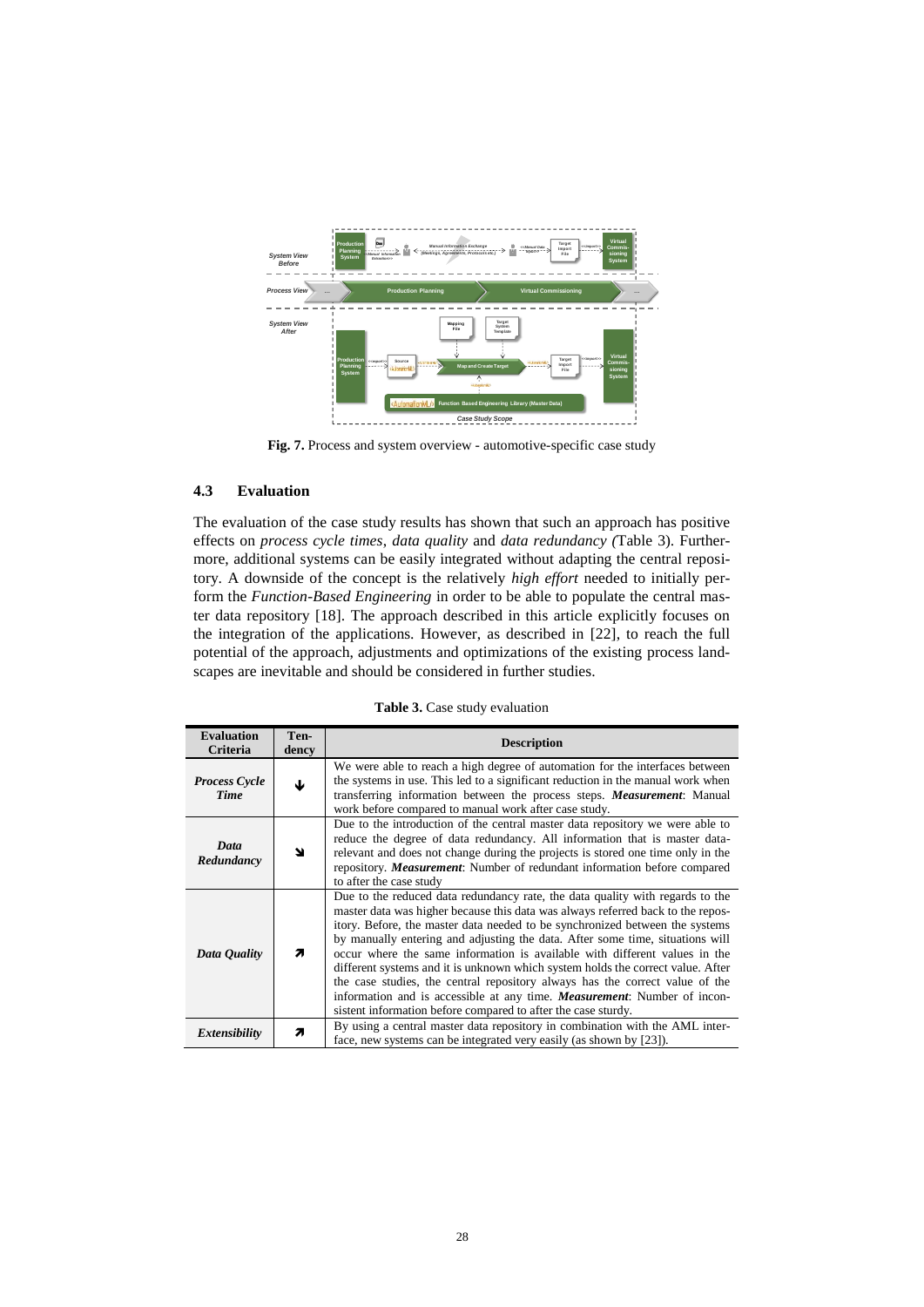Fig. 7. Process and system overview - automotive-specific case study

### 4.3 Evaluation

The evaluation of the case study results has shown that such an approach has positive effects on *process cycle times*, *data quality* and *data redundancy (*Table 3). Furthermore, additional systems can be easily integrated without adapting the central repository. A downside of the concept is the relatively *high effort* needed to initially perform the *Function-Based Engineering* in order to be able to populate the central master data repository [18]. The approach described in this article explicitly focuses on the integration of the applications. However, as described in [22], to reach the full potential of the approach, adjustments and optimizations of the existing process landscapes are inevitable and should be considered in further studies.

**Table 3.** Case study evaluation

| Evaluation Criteria | Ten-dency | Description |
|---|---|---|
| ***Process Cycle Time*** | ↓ | We were able to reach a high degree of automation for the interfaces between the systems in use. This led to a significant reduction in the manual work when transferring information between the process steps. ***Measurement***: Manual work before compared to manual work after case study. |
| ***Data Redundancy*** | ↘ | Due to the introduction of the central master data repository we were able to reduce the degree of data redundancy. All information that is master data-relevant and does not change during the projects is stored one time only in the repository. ***Measurement***: Number of redundant information before compared to after the case study |
| ***Data Quality*** | ↗ | Due to the reduced data redundancy rate, the data quality with regards to the master data was higher because this data was always referred back to the repository. Before, the master data needed to be synchronized between the systems by manually entering and adjusting the data. After some time, situations will occur where the same information is available with different values in the different systems and it is unknown which system holds the correct value. After the case studies, the central repository always has the correct value of the information and is accessible at any time. ***Measurement***: Number of inconsistent information before compared to after the case sturdy. |
| ***Extensibility*** | ↗ | By using a central master data repository in combination with the AML interface, new systems can be integrated very easily (as shown by [23]). |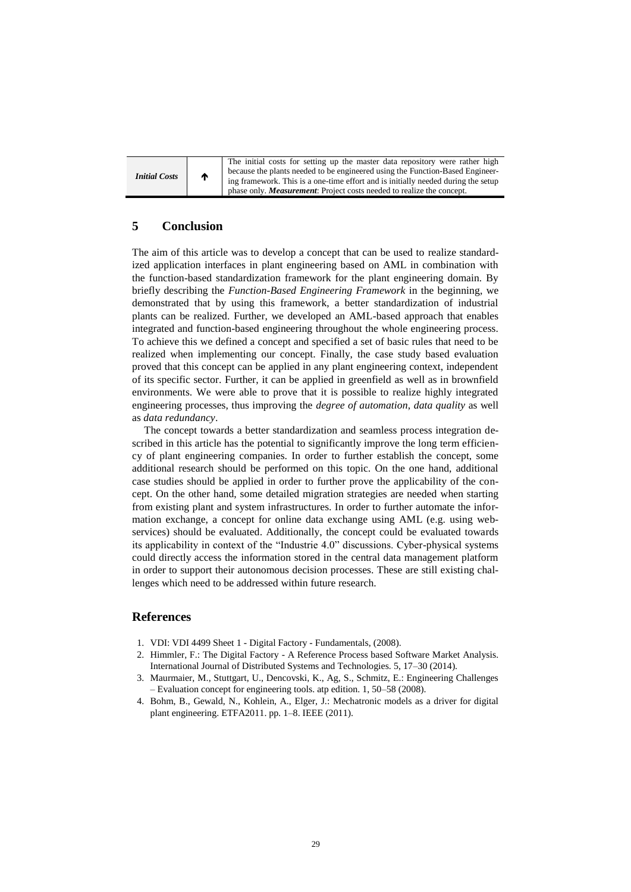| | | |
|---|---|---|
| *Initial Costs* | ↑ | The initial costs for setting up the master data repository were rather high because the plants needed to be engineered using the Function-Based Engineering framework. This is a one-time effort and is initially needed during the setup phase only. ***Measurement***: Project costs needed to realize the concept. |

## 5 Conclusion

The aim of this article was to develop a concept that can be used to realize standardized application interfaces in plant engineering based on AML in combination with the function-based standardization framework for the plant engineering domain. By briefly describing the *Function-Based Engineering Framework* in the beginning, we demonstrated that by using this framework, a better standardization of industrial plants can be realized. Further, we developed an AML-based approach that enables integrated and function-based engineering throughout the whole engineering process. To achieve this we defined a concept and specified a set of basic rules that need to be realized when implementing our concept. Finally, the case study based evaluation proved that this concept can be applied in any plant engineering context, independent of its specific sector. Further, it can be applied in greenfield as well as in brownfield environments. We were able to prove that it is possible to realize highly integrated engineering processes, thus improving the *degree of automation*, *data quality* as well as *data redundancy*.

The concept towards a better standardization and seamless process integration described in this article has the potential to significantly improve the long term efficiency of plant engineering companies. In order to further establish the concept, some additional research should be performed on this topic. On the one hand, additional case studies should be applied in order to further prove the applicability of the concept. On the other hand, some detailed migration strategies are needed when starting from existing plant and system infrastructures. In order to further automate the information exchange, a concept for online data exchange using AML (e.g. using web-services) should be evaluated. Additionally, the concept could be evaluated towards its applicability in context of the "Industrie 4.0" discussions. Cyber-physical systems could directly access the information stored in the central data management platform in order to support their autonomous decision processes. These are still existing challenges which need to be addressed within future research.

## References

1. VDI: VDI 4499 Sheet 1 - Digital Factory - Fundamentals, (2008).
2. Himmler, F.: The Digital Factory - A Reference Process based Software Market Analysis. International Journal of Distributed Systems and Technologies. 5, 17–30 (2014).
3. Maurmaier, M., Stuttgart, U., Dencovski, K., Ag, S., Schmitz, E.: Engineering Challenges – Evaluation concept for engineering tools. atp edition. 1, 50–58 (2008).
4. Bohm, B., Gewald, N., Kohlein, A., Elger, J.: Mechatronic models as a driver for digital plant engineering. ETFA2011. pp. 1–8. IEEE (2011).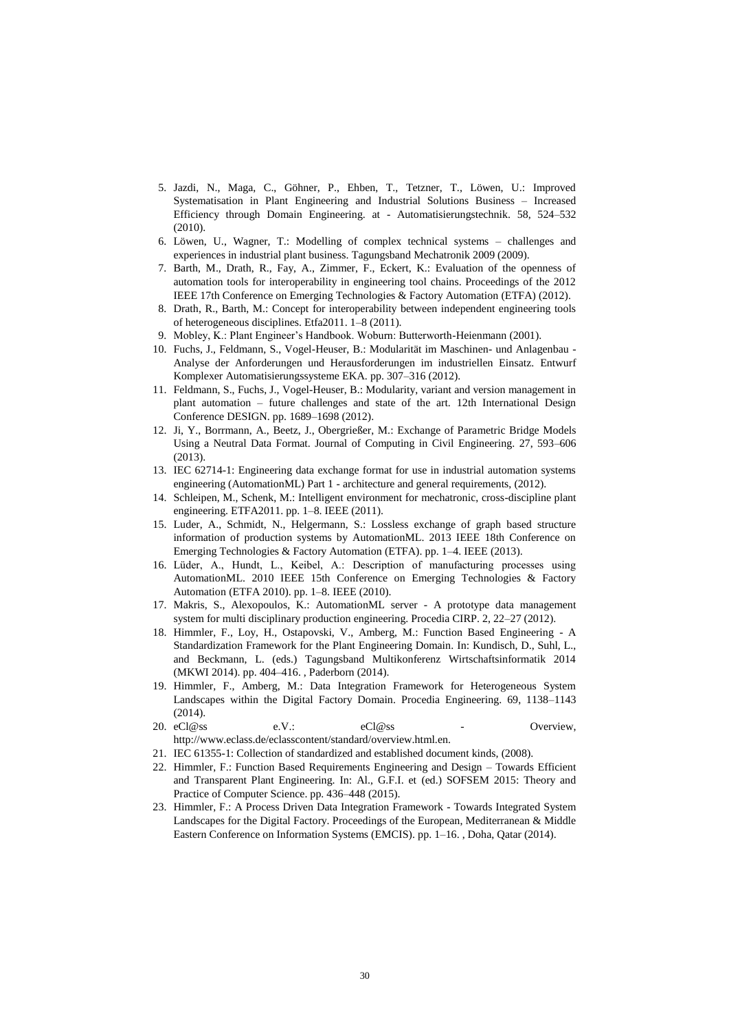5. Jazdi, N., Maga, C., Göhner, P., Ehben, T., Tetzner, T., Löwen, U.: Improved Systematisation in Plant Engineering and Industrial Solutions Business – Increased Efficiency through Domain Engineering. at - Automatisierungstechnik. 58, 524–532 (2010).
6. Löwen, U., Wagner, T.: Modelling of complex technical systems – challenges and experiences in industrial plant business. Tagungsband Mechatronik 2009 (2009).
7. Barth, M., Drath, R., Fay, A., Zimmer, F., Eckert, K.: Evaluation of the openness of automation tools for interoperability in engineering tool chains. Proceedings of the 2012 IEEE 17th Conference on Emerging Technologies & Factory Automation (ETFA) (2012).
8. Drath, R., Barth, M.: Concept for interoperability between independent engineering tools of heterogeneous disciplines. Etfa2011. 1–8 (2011).
9. Mobley, K.: Plant Engineer's Handbook. Woburn: Butterworth-Heienmann (2001).
10. Fuchs, J., Feldmann, S., Vogel-Heuser, B.: Modularität im Maschinen- und Anlagenbau - Analyse der Anforderungen und Herausforderungen im industriellen Einsatz. Entwurf Komplexer Automatisierungssysteme EKA. pp. 307–316 (2012).
11. Feldmann, S., Fuchs, J., Vogel-Heuser, B.: Modularity, variant and version management in plant automation – future challenges and state of the art. 12th International Design Conference DESIGN. pp. 1689–1698 (2012).
12. Ji, Y., Borrmann, A., Beetz, J., Obergrießer, M.: Exchange of Parametric Bridge Models Using a Neutral Data Format. Journal of Computing in Civil Engineering. 27, 593–606 (2013).
13. IEC 62714-1: Engineering data exchange format for use in industrial automation systems engineering (AutomationML) Part 1 - architecture and general requirements, (2012).
14. Schleipen, M., Schenk, M.: Intelligent environment for mechatronic, cross-discipline plant engineering. ETFA2011. pp. 1–8. IEEE (2011).
15. Luder, A., Schmidt, N., Helgermann, S.: Lossless exchange of graph based structure information of production systems by AutomationML. 2013 IEEE 18th Conference on Emerging Technologies & Factory Automation (ETFA). pp. 1–4. IEEE (2013).
16. Lüder, A., Hundt, L., Keibel, A.: Description of manufacturing processes using AutomationML. 2010 IEEE 15th Conference on Emerging Technologies & Factory Automation (ETFA 2010). pp. 1–8. IEEE (2010).
17. Makris, S., Alexopoulos, K.: AutomationML server - A prototype data management system for multi disciplinary production engineering. Procedia CIRP. 2, 22–27 (2012).
18. Himmler, F., Loy, H., Ostapovski, V., Amberg, M.: Function Based Engineering - A Standardization Framework for the Plant Engineering Domain. In: Kundisch, D., Suhl, L., and Beckmann, L. (eds.) Tagungsband Multikonferenz Wirtschaftsinformatik 2014 (MKWI 2014). pp. 404–416. , Paderborn (2014).
19. Himmler, F., Amberg, M.: Data Integration Framework for Heterogeneous System Landscapes within the Digital Factory Domain. Procedia Engineering. 69, 1138–1143 (2014).
20. eCl@ss e.V.: eCl@ss - Overview, http://www.eclass.de/eclasscontent/standard/overview.html.en.
21. IEC 61355-1: Collection of standardized and established document kinds, (2008).
22. Himmler, F.: Function Based Requirements Engineering and Design – Towards Efficient and Transparent Plant Engineering. In: Al., G.F.I. et (ed.) SOFSEM 2015: Theory and Practice of Computer Science. pp. 436–448 (2015).
23. Himmler, F.: A Process Driven Data Integration Framework - Towards Integrated System Landscapes for the Digital Factory. Proceedings of the European, Mediterranean & Middle Eastern Conference on Information Systems (EMCIS). pp. 1–16. , Doha, Qatar (2014).